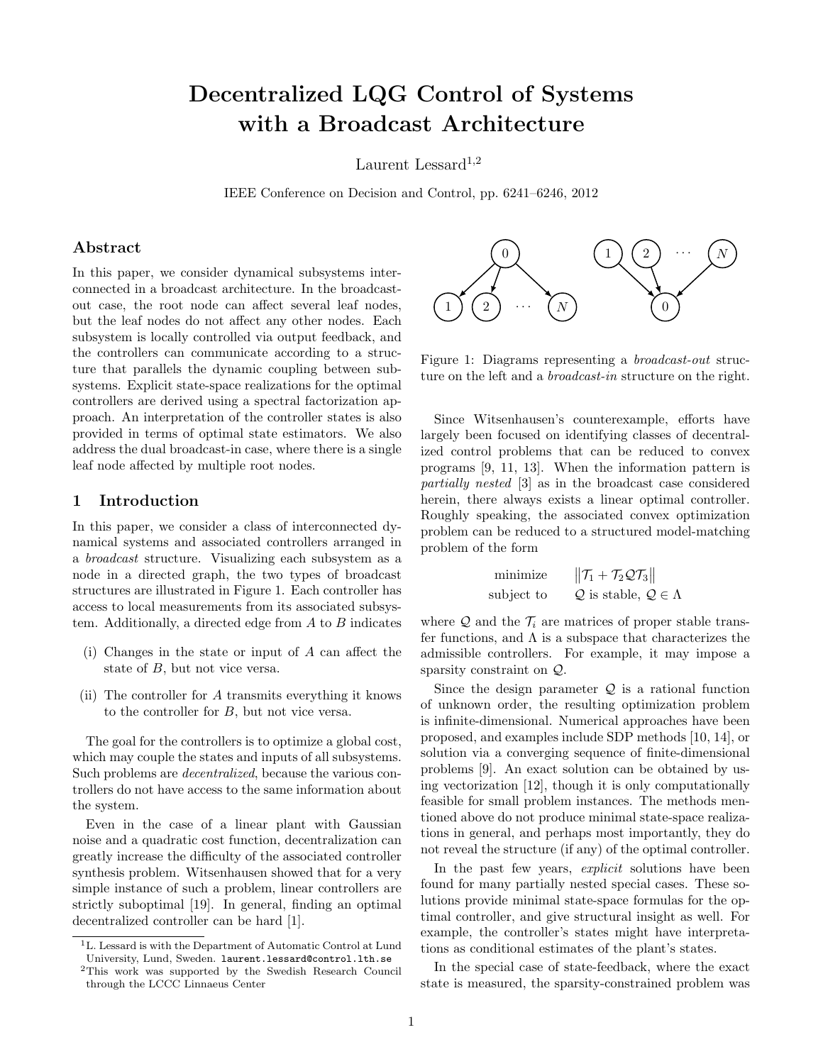# Decentralized LQG Control of Systems with a Broadcast Architecture

Laurent Lessard[1,2]

IEEE Conference on Decision and Control, pp. 6241–6246, 2012

## Abstract

In this paper, we consider dynamical subsystems interconnected in a broadcast architecture. In the broadcast-out case, the root node can affect several leaf nodes, but the leaf nodes do not affect any other nodes. Each subsystem is locally controlled via output feedback, and the controllers can communicate according to a structure that parallels the dynamic coupling between subsystems. Explicit state-space realizations for the optimal controllers are derived using a spectral factorization approach. An interpretation of the controller states is also provided in terms of optimal state estimators. We also address the dual broadcast-in case, where there is a single leaf node affected by multiple root nodes.

## 1 Introduction

In this paper, we consider a class of interconnected dynamical systems and associated controllers arranged in a *broadcast* structure. Visualizing each subsystem as a node in a directed graph, the two types of broadcast structures are illustrated in Figure 1. Each controller has access to local measurements from its associated subsystem. Additionally, a directed edge from $A$ to $B$ indicates

(i) Changes in the state or input of $A$ can affect the state of $B$, but not vice versa.

(ii) The controller for $A$ transmits everything it knows to the controller for $B$, but not vice versa.

The goal for the controllers is to optimize a global cost, which may couple the states and inputs of all subsystems. Such problems are *decentralized*, because the various controllers do not have access to the same information about the system.

Even in the case of a linear plant with Gaussian noise and a quadratic cost function, decentralization can greatly increase the difficulty of the associated controller synthesis problem. Witsenhausen showed that for a very simple instance of such a problem, linear controllers are strictly suboptimal [19]. In general, finding an optimal decentralized controller can be hard [1].

Figure 1: Diagrams representing a *broadcast-out* structure on the left and a *broadcast-in* structure on the right.

Since Witsenhausen's counterexample, efforts have largely been focused on identifying classes of decentralized control problems that can be reduced to convex programs [9, 11, 13]. When the information pattern is *partially nested* [3] as in the broadcast case considered herein, there always exists a linear optimal controller. Roughly speaking, the associated convex optimization problem can be reduced to a structured model-matching problem of the form

$$\begin{array}{ll} \text{minimize} & \left\| \mathcal{T}_1 + \mathcal{T}_2 \mathcal{Q} \mathcal{T}_3 \right\| \\ \text{subject to} & \mathcal{Q} \text{ is stable, } \mathcal{Q} \in \Lambda \end{array}$$

where $\mathcal{Q}$ and the $\mathcal{T}_i$ are matrices of proper stable transfer functions, and $\Lambda$ is a subspace that characterizes the admissible controllers. For example, it may impose a sparsity constraint on $\mathcal{Q}$.

Since the design parameter $\mathcal{Q}$ is a rational function of unknown order, the resulting optimization problem is infinite-dimensional. Numerical approaches have been proposed, and examples include SDP methods [10, 14], or solution via a converging sequence of finite-dimensional problems [9]. An exact solution can be obtained by using vectorization [12], though it is only computationally feasible for small problem instances. The methods mentioned above do not produce minimal state-space realizations in general, and perhaps most importantly, they do not reveal the structure (if any) of the optimal controller.

In the past few years, *explicit* solutions have been found for many partially nested special cases. These solutions provide minimal state-space formulas for the optimal controller, and give structural insight as well. For example, the controller's states might have interpretations as conditional estimates of the plant's states.

In the special case of state-feedback, where the exact state is measured, the sparsity-constrained problem was

[1] L. Lessard is with the Department of Automatic Control at Lund University, Lund, Sweden. laurent.lessard@control.lth.se

[2] This work was supported by the Swedish Research Council through the LCCC Linnaeus Center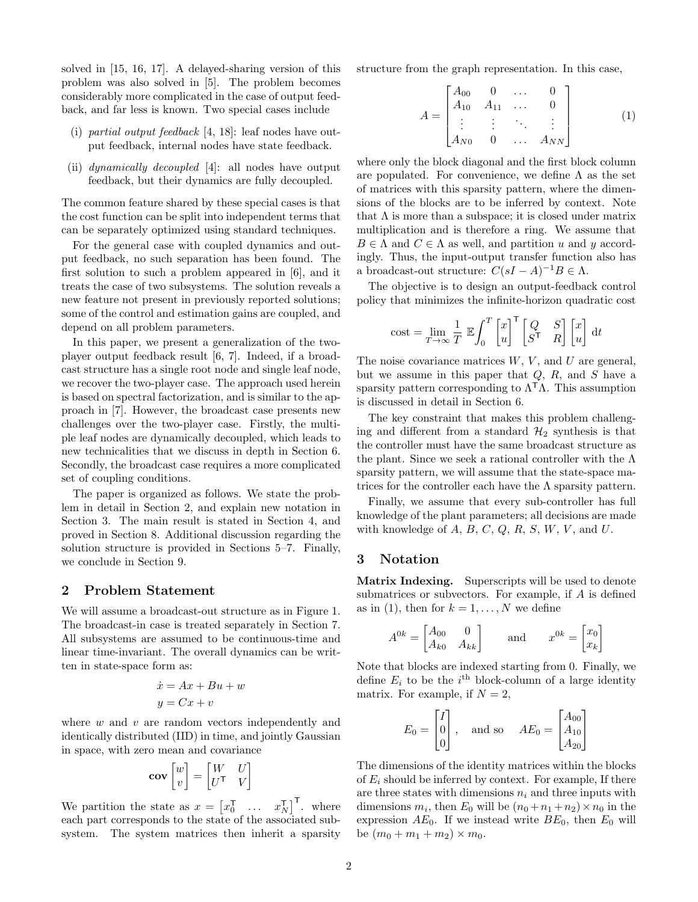solved in [15, 16, 17]. A delayed-sharing version of this problem was also solved in [5]. The problem becomes considerably more complicated in the case of output feedback, and far less is known. Two special cases include

(i) *partial output feedback* [4, 18]: leaf nodes have output feedback, internal nodes have state feedback.

(ii) *dynamically decoupled* [4]: all nodes have output feedback, but their dynamics are fully decoupled.

The common feature shared by these special cases is that the cost function can be split into independent terms that can be separately optimized using standard techniques.

For the general case with coupled dynamics and output feedback, no such separation has been found. The first solution to such a problem appeared in [6], and it treats the case of two subsystems. The solution reveals a new feature not present in previously reported solutions; some of the control and estimation gains are coupled, and depend on all problem parameters.

In this paper, we present a generalization of the two-player output feedback result [6, 7]. Indeed, if a broadcast structure has a single root node and single leaf node, we recover the two-player case. The approach used herein is based on spectral factorization, and is similar to the approach in [7]. However, the broadcast case presents new challenges over the two-player case. Firstly, the multiple leaf nodes are dynamically decoupled, which leads to new technicalities that we discuss in depth in Section 6. Secondly, the broadcast case requires a more complicated set of coupling conditions.

The paper is organized as follows. We state the problem in detail in Section 2, and explain new notation in Section 3. The main result is stated in Section 4, and proved in Section 8. Additional discussion regarding the solution structure is provided in Sections 5–7. Finally, we conclude in Section 9.

## 2 Problem Statement

We will assume a broadcast-out structure as in Figure 1. The broadcast-in case is treated separately in Section 7. All subsystems are assumed to be continuous-time and linear time-invariant. The overall dynamics can be written in state-space form as:

$$\dot{x} = Ax + Bu + w$$
$$y = Cx + v$$

where $w$ and $v$ are random vectors independently and identically distributed (IID) in time, and jointly Gaussian in space, with zero mean and covariance

$$\mathbf{cov}\begin{bmatrix} w \\ v \end{bmatrix} = \begin{bmatrix} W & U \\ U^\mathsf{T} & V \end{bmatrix}$$

We partition the state as $x = \begin{bmatrix} x_0^\mathsf{T} & \dots & x_N^\mathsf{T} \end{bmatrix}^\mathsf{T}$. where each part corresponds to the state of the associated subsystem. The system matrices then inherit a sparsity structure from the graph representation. In this case,

$$A = \begin{bmatrix} A_{00} & 0 & \dots & 0 \\ A_{10} & A_{11} & \dots & 0 \\ \vdots & \vdots & \ddots & \vdots \\ A_{N0} & 0 & \dots & A_{NN} \end{bmatrix} \qquad (1)$$

where only the block diagonal and the first block column are populated. For convenience, we define $\Lambda$ as the set of matrices with this sparsity pattern, where the dimensions of the blocks are to be inferred by context. Note that $\Lambda$ is more than a subspace; it is closed under matrix multiplication and is therefore a ring. We assume that $B \in \Lambda$ and $C \in \Lambda$ as well, and partition $u$ and $y$ accordingly. Thus, the input-output transfer function also has a broadcast-out structure: $C(sI - A)^{-1}B \in \Lambda$.

The objective is to design an output-feedback control policy that minimizes the infinite-horizon quadratic cost

$$\text{cost} = \lim_{T\to\infty} \frac{1}{T}\, \mathbb{E}\int_0^T \begin{bmatrix} x \\ u \end{bmatrix}^\mathsf{T} \begin{bmatrix} Q & S \\ S^\mathsf{T} & R \end{bmatrix} \begin{bmatrix} x \\ u \end{bmatrix} \mathrm{d}t$$

The noise covariance matrices $W$, $V$, and $U$ are general, but we assume in this paper that $Q$, $R$, and $S$ have a sparsity pattern corresponding to $\Lambda^\mathsf{T}\Lambda$. This assumption is discussed in detail in Section 6.

The key constraint that makes this problem challenging and different from a standard $\mathcal{H}_2$ synthesis is that the controller must have the same broadcast structure as the plant. Since we seek a rational controller with the $\Lambda$ sparsity pattern, we will assume that the state-space matrices for the controller each have the $\Lambda$ sparsity pattern.

Finally, we assume that every sub-controller has full knowledge of the plant parameters; all decisions are made with knowledge of $A$, $B$, $C$, $Q$, $R$, $S$, $W$, $V$, and $U$.

## 3 Notation

**Matrix Indexing.** Superscripts will be used to denote submatrices or subvectors. For example, if $A$ is defined as in (1), then for $k = 1, \dots, N$ we define

$$A^{0k} = \begin{bmatrix} A_{00} & 0 \\ A_{k0} & A_{kk} \end{bmatrix} \qquad \text{and} \qquad x^{0k} = \begin{bmatrix} x_0 \\ x_k \end{bmatrix}$$

Note that blocks are indexed starting from 0. Finally, we define $E_i$ to be the $i^{\text{th}}$ block-column of a large identity matrix. For example, if $N = 2$,

$$E_0 = \begin{bmatrix} I \\ 0 \\ 0 \end{bmatrix}, \quad \text{and so} \quad AE_0 = \begin{bmatrix} A_{00} \\ A_{10} \\ A_{20} \end{bmatrix}$$

The dimensions of the identity matrices within the blocks of $E_i$ should be inferred by context. For example, If there are three states with dimensions $n_i$ and three inputs with dimensions $m_i$, then $E_0$ will be $(n_0 + n_1 + n_2) \times n_0$ in the expression $AE_0$. If we instead write $BE_0$, then $E_0$ will be $(m_0 + m_1 + m_2) \times m_0$.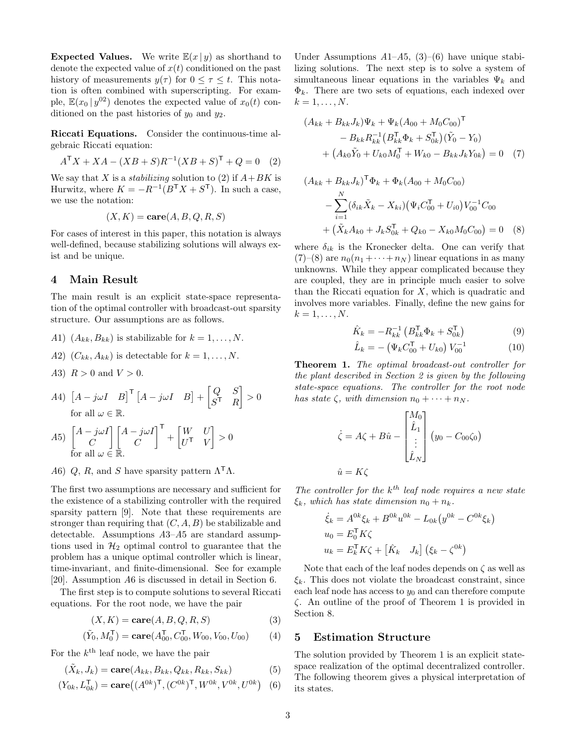**Expected Values.** We write $\mathbb{E}(x \,|\, y)$ as shorthand to denote the expected value of $x(t)$ conditioned on the past history of measurements $y(\tau)$ for $0 \le \tau \le t$. This notation is often combined with superscripting. For example, $\mathbb{E}(x_0 \,|\, y^{02})$ denotes the expected value of $x_0(t)$ conditioned on the past histories of $y_0$ and $y_2$.

**Riccati Equations.** Consider the continuous-time algebraic Riccati equation:

$$A^\mathsf{T} X + XA - (XB + S)R^{-1}(XB + S)^\mathsf{T} + Q = 0 \quad (2)$$

We say that $X$ is a *stabilizing* solution to (2) if $A+BK$ is Hurwitz, where $K = -R^{-1}(B^\mathsf{T} X + S^\mathsf{T})$. In such a case, we use the notation:

$$(X, K) = \mathbf{care}(A, B, Q, R, S)$$

For cases of interest in this paper, this notation is always well-defined, because stabilizing solutions will always exist and be unique.

## 4 Main Result

The main result is an explicit state-space representation of the optimal controller with broadcast-out sparsity structure. Our assumptions are as follows.

*A*1) $(A_{kk}, B_{kk})$ is stabilizable for $k = 1, \dots, N$.

*A*2) $(C_{kk}, A_{kk})$ is detectable for $k = 1, \dots, N$.

*A*3) $R > 0$ and $V > 0$.

*A*4) $\begin{bmatrix} A - j\omega I & B \end{bmatrix}^\mathsf{T} \begin{bmatrix} A - j\omega I & B \end{bmatrix} + \begin{bmatrix} Q & S \\ S^\mathsf{T} & R \end{bmatrix} > 0$ for all $\omega \in \mathbb{R}$.

*A*5) $\begin{bmatrix} A - j\omega I \\ C \end{bmatrix} \begin{bmatrix} A - j\omega I \\ C \end{bmatrix}^\mathsf{T} + \begin{bmatrix} W & U \\ U^\mathsf{T} & V \end{bmatrix} > 0$ for all $\omega \in \mathbb{R}$.

*A*6) $Q$, $R$, and $S$ have sparsity pattern $\Lambda^\mathsf{T}\Lambda$.

The first two assumptions are necessary and sufficient for the existence of a stabilizing controller with the required sparsity pattern [9]. Note that these requirements are stronger than requiring that $(C, A, B)$ be stabilizable and detectable. Assumptions *A*3–*A*5 are standard assumptions used in $\mathcal{H}_2$ optimal control to guarantee that the problem has a unique optimal controller which is linear, time-invariant, and finite-dimensional. See for example [20]. Assumption *A*6 is discussed in detail in Section 6.

The first step is to compute solutions to several Riccati equations. For the root node, we have the pair

$$(X, K) = \mathbf{care}(A, B, Q, R, S) \quad (3)$$

$$(\tilde{Y}_0, M_0^\mathsf{T}) = \mathbf{care}(A_{00}^\mathsf{T}, C_{00}^\mathsf{T}, W_{00}, V_{00}, U_{00}) \quad (4)$$

For the $k^\text{th}$ leaf node, we have the pair

$$(\tilde{X}_k, J_k) = \mathbf{care}(A_{kk}, B_{kk}, Q_{kk}, R_{kk}, S_{kk}) \quad (5)$$

$$(Y_{0k}, L_{0k}^\mathsf{T}) = \mathbf{care}\big((A^{0k})^\mathsf{T}, (C^{0k})^\mathsf{T}, W^{0k}, V^{0k}, U^{0k}\big) \quad (6)$$

Under Assumptions *A*1–*A*5, (3)–(6) have unique stabilizing solutions. The next step is to solve a system of simultaneous linear equations in the variables $\Psi_k$ and $\Phi_k$. There are two sets of equations, each indexed over $k = 1, \dots, N$.

$$\begin{aligned}(A_{kk} + B_{kk}J_k)\Psi_k &+ \Psi_k(A_{00} + M_0 C_{00})^\mathsf{T} \\ &- B_{kk}R_{kk}^{-1}\big(B_{kk}^\mathsf{T}\Phi_k + S_{0k}^\mathsf{T}\big)(\tilde{Y}_0 - Y_0) \\ &+ \big(A_{k0}\tilde{Y}_0 + U_{k0}M_0^\mathsf{T} + W_{k0} - B_{kk}J_k Y_{0k}\big) = 0 \end{aligned} \quad (7)$$

$$\begin{aligned}(A_{kk} + B_{kk}J_k)^\mathsf{T}\Phi_k &+ \Phi_k(A_{00} + M_0 C_{00}) \\ &- \sum_{i=1}^{N}(\delta_{ik}\tilde{X}_k - X_{ki})\big(\Psi_i C_{00}^\mathsf{T} + U_{i0}\big)V_{00}^{-1}C_{00} \\ &+ \big(\tilde{X}_k A_{k0} + J_k S_{0k}^\mathsf{T} + Q_{k0} - X_{k0}M_0 C_{00}\big) = 0 \end{aligned} \quad (8)$$

where $\delta_{ik}$ is the Kronecker delta. One can verify that (7)–(8) are $n_0(n_1 + \dots + n_N)$ linear equations in as many unknowns. While they appear complicated because they are coupled, they are in principle much easier to solve than the Riccati equation for $X$, which is quadratic and involves more variables. Finally, define the new gains for $k = 1, \dots, N$.

$$\hat{K}_k = -R_{kk}^{-1}\left(B_{kk}^\mathsf{T}\Phi_k + S_{0k}^\mathsf{T}\right) \quad (9)$$

$$\hat{L}_k = -\left(\Psi_k C_{00}^\mathsf{T} + U_{k0}\right)V_{00}^{-1} \quad (10)$$

**Theorem 1.** *The optimal broadcast-out controller for the plant described in Section 2 is given by the following state-space equations. The controller for the root node has state $\zeta$, with dimension $n_0 + \dots + n_N$.*

$$\dot{\zeta} = A\zeta + B\hat{u} - \begin{bmatrix} M_0 \\ \hat{L}_1 \\ \vdots \\ \hat{L}_N \end{bmatrix}\big(y_0 - C_{00}\zeta_0\big)$$

$$\hat{u} = K\zeta$$

*The controller for the $k^{th}$ leaf node requires a new state $\xi_k$, which has state dimension $n_0 + n_k$.*

$$\dot{\xi}_k = A^{0k}\xi_k + B^{0k}u^{0k} - L_{0k}\big(y^{0k} - C^{0k}\xi_k\big)$$

$$u_0 = E_0^\mathsf{T} K\zeta$$

$$u_k = E_k^\mathsf{T} K\zeta + \begin{bmatrix}\hat{K}_k & J_k\end{bmatrix}\left(\xi_k - \zeta^{0k}\right)$$

Note that each of the leaf nodes depends on $\zeta$ as well as $\xi_k$. This does not violate the broadcast constraint, since each leaf node has access to $y_0$ and can therefore compute $\zeta$. An outline of the proof of Theorem 1 is provided in Section 8.

## 5 Estimation Structure

The solution provided by Theorem 1 is an explicit state-space realization of the optimal decentralized controller. The following theorem gives a physical interpretation of its states.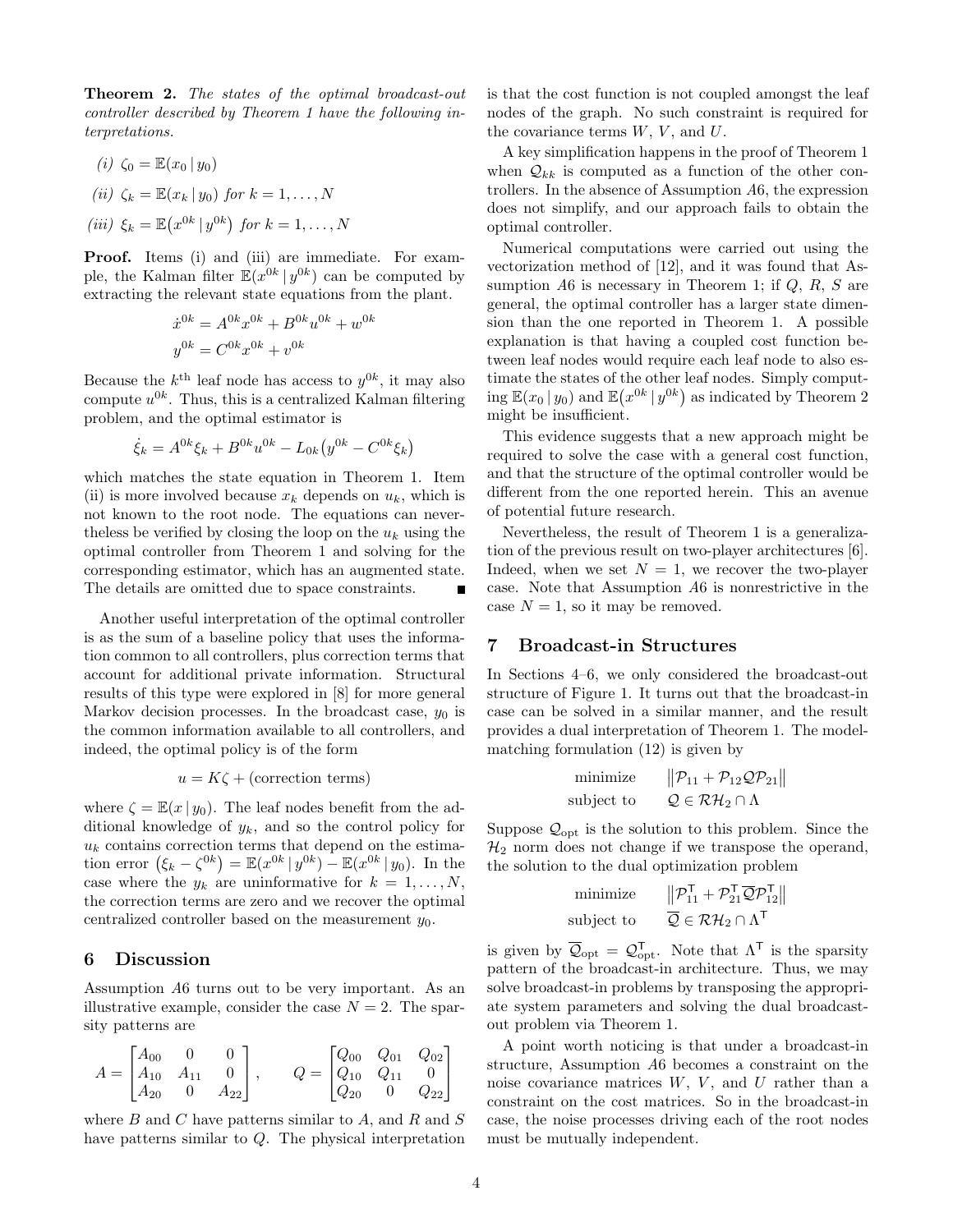**Theorem 2.** *The states of the optimal broadcast-out controller described by Theorem 1 have the following interpretations.*

*(i)* $\zeta_0 = \mathbb{E}(x_0 \,|\, y_0)$

*(ii)* $\zeta_k = \mathbb{E}(x_k \,|\, y_0)$ *for* $k = 1, \dots, N$

*(iii)* $\xi_k = \mathbb{E}\big(x^{0k} \,|\, y^{0k}\big)$ *for* $k = 1, \dots, N$

**Proof.** Items (i) and (iii) are immediate. For example, the Kalman filter $\mathbb{E}(x^{0k} \,|\, y^{0k})$ can be computed by extracting the relevant state equations from the plant.

$$\dot{x}^{0k} = A^{0k}x^{0k} + B^{0k}u^{0k} + w^{0k}$$
$$y^{0k} = C^{0k}x^{0k} + v^{0k}$$

Because the $k^{\text{th}}$ leaf node has access to $y^{0k}$, it may also compute $u^{0k}$. Thus, this is a centralized Kalman filtering problem, and the optimal estimator is

$$\dot{\xi}_k = A^{0k}\xi_k + B^{0k}u^{0k} - L_{0k}\big(y^{0k} - C^{0k}\xi_k\big)$$

which matches the state equation in Theorem 1. Item (ii) is more involved because $x_k$ depends on $u_k$, which is not known to the root node. The equations can nevertheless be verified by closing the loop on the $u_k$ using the optimal controller from Theorem 1 and solving for the corresponding estimator, which has an augmented state. The details are omitted due to space constraints. ∎

Another useful interpretation of the optimal controller is as the sum of a baseline policy that uses the information common to all controllers, plus correction terms that account for additional private information. Structural results of this type were explored in [8] for more general Markov decision processes. In the broadcast case, $y_0$ is the common information available to all controllers, and indeed, the optimal policy is of the form

$$u = K\zeta + (\text{correction terms})$$

where $\zeta = \mathbb{E}(x \,|\, y_0)$. The leaf nodes benefit from the additional knowledge of $y_k$, and so the control policy for $u_k$ contains correction terms that depend on the estimation error $\big(\xi_k - \zeta^{0k}\big) = \mathbb{E}(x^{0k} \,|\, y^{0k}) - \mathbb{E}(x^{0k} \,|\, y_0)$. In the case where the $y_k$ are uninformative for $k = 1, \dots, N$, the correction terms are zero and we recover the optimal centralized controller based on the measurement $y_0$.

## 6 Discussion

Assumption *A6* turns out to be very important. As an illustrative example, consider the case $N = 2$. The sparsity patterns are

$$A = \begin{bmatrix} A_{00} & 0 & 0 \\ A_{10} & A_{11} & 0 \\ A_{20} & 0 & A_{22} \end{bmatrix}, \qquad Q = \begin{bmatrix} Q_{00} & Q_{01} & Q_{02} \\ Q_{10} & Q_{11} & 0 \\ Q_{20} & 0 & Q_{22} \end{bmatrix}$$

where $B$ and $C$ have patterns similar to $A$, and $R$ and $S$ have patterns similar to $Q$. The physical interpretation is that the cost function is not coupled amongst the leaf nodes of the graph. No such constraint is required for the covariance terms $W$, $V$, and $U$.

A key simplification happens in the proof of Theorem 1 when $\mathcal{Q}_{kk}$ is computed as a function of the other controllers. In the absence of Assumption *A6*, the expression does not simplify, and our approach fails to obtain the optimal controller.

Numerical computations were carried out using the vectorization method of [12], and it was found that Assumption *A6* is necessary in Theorem 1; if $Q$, $R$, $S$ are general, the optimal controller has a larger state dimension than the one reported in Theorem 1. A possible explanation is that having a coupled cost function between leaf nodes would require each leaf node to also estimate the states of the other leaf nodes. Simply computing $\mathbb{E}(x_0 \,|\, y_0)$ and $\mathbb{E}\big(x^{0k} \,|\, y^{0k}\big)$ as indicated by Theorem 2 might be insufficient.

This evidence suggests that a new approach might be required to solve the case with a general cost function, and that the structure of the optimal controller would be different from the one reported herein. This an avenue of potential future research.

Nevertheless, the result of Theorem 1 is a generalization of the previous result on two-player architectures [6]. Indeed, when we set $N = 1$, we recover the two-player case. Note that Assumption *A6* is nonrestrictive in the case $N = 1$, so it may be removed.

## 7 Broadcast-in Structures

In Sections 4–6, we only considered the broadcast-out structure of Figure 1. It turns out that the broadcast-in case can be solved in a similar manner, and the result provides a dual interpretation of Theorem 1. The model-matching formulation (12) is given by

$$\begin{aligned} \text{minimize} \quad & \big\|\mathcal{P}_{11} + \mathcal{P}_{12}\mathcal{Q}\mathcal{P}_{21}\big\| \\ \text{subject to} \quad & \mathcal{Q} \in \mathcal{RH}_2 \cap \Lambda \end{aligned}$$

Suppose $\mathcal{Q}_{\text{opt}}$ is the solution to this problem. Since the $\mathcal{H}_2$ norm does not change if we transpose the operand, the solution to the dual optimization problem

$$\begin{aligned} \text{minimize} \quad & \big\|\mathcal{P}_{11}^{\mathsf{T}} + \mathcal{P}_{21}^{\mathsf{T}}\overline{\mathcal{Q}}\mathcal{P}_{12}^{\mathsf{T}}\big\| \\ \text{subject to} \quad & \overline{\mathcal{Q}} \in \mathcal{RH}_2 \cap \Lambda^{\mathsf{T}} \end{aligned}$$

is given by $\overline{\mathcal{Q}}_{\text{opt}} = \mathcal{Q}_{\text{opt}}^{\mathsf{T}}$. Note that $\Lambda^{\mathsf{T}}$ is the sparsity pattern of the broadcast-in architecture. Thus, we may solve broadcast-in problems by transposing the appropriate system parameters and solving the dual broadcast-out problem via Theorem 1.

A point worth noticing is that under a broadcast-in structure, Assumption *A6* becomes a constraint on the noise covariance matrices $W$, $V$, and $U$ rather than a constraint on the cost matrices. So in the broadcast-in case, the noise processes driving each of the root nodes must be mutually independent.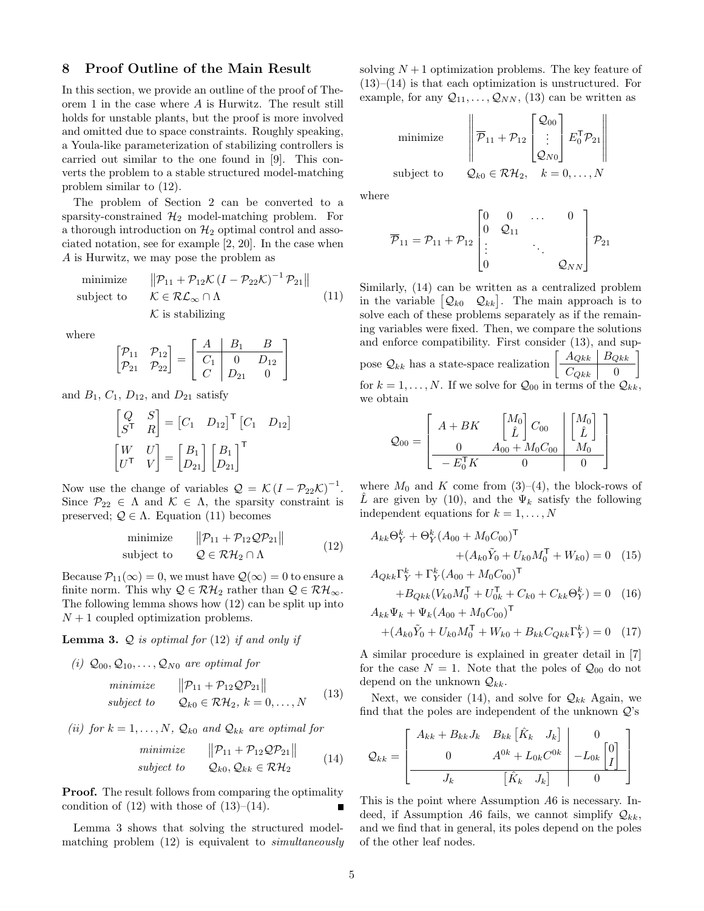## 8 Proof Outline of the Main Result

In this section, we provide an outline of the proof of Theorem 1 in the case where $A$ is Hurwitz. The result still holds for unstable plants, but the proof is more involved and omitted due to space constraints. Roughly speaking, a Youla-like parameterization of stabilizing controllers is carried out similar to the one found in [9]. This converts the problem to a stable structured model-matching problem similar to (12).

The problem of Section 2 can be converted to a sparsity-constrained $\mathcal{H}_2$ model-matching problem. For a thorough introduction on $\mathcal{H}_2$ optimal control and associated notation, see for example [2, 20]. In the case when $A$ is Hurwitz, we may pose the problem as

$$
\begin{aligned}
\text{minimize} \quad & \left\| \mathcal{P}_{11} + \mathcal{P}_{12}\mathcal{K}\left(I - \mathcal{P}_{22}\mathcal{K}\right)^{-1}\mathcal{P}_{21} \right\| \\
\text{subject to} \quad & \mathcal{K} \in \mathcal{RL}_\infty \cap \Lambda \\
& \mathcal{K} \text{ is stabilizing}
\end{aligned}
\tag{11}
$$

where

$$
\begin{bmatrix} \mathcal{P}_{11} & \mathcal{P}_{12} \\ \mathcal{P}_{21} & \mathcal{P}_{22} \end{bmatrix} = \left[\begin{array}{c|cc} A & B_1 & B \\ \hline C_1 & 0 & D_{12} \\ C & D_{21} & 0 \end{array}\right]
$$

and $B_1$, $C_1$, $D_{12}$, and $D_{21}$ satisfy

$$
\begin{bmatrix} Q & S \\ S^\mathsf{T} & R \end{bmatrix} = \begin{bmatrix} C_1 & D_{12} \end{bmatrix}^\mathsf{T} \begin{bmatrix} C_1 & D_{12} \end{bmatrix}
$$

$$
\begin{bmatrix} W & U \\ U^\mathsf{T} & V \end{bmatrix} = \begin{bmatrix} B_1 \\ D_{21} \end{bmatrix} \begin{bmatrix} B_1 \\ D_{21} \end{bmatrix}^\mathsf{T}
$$

Now use the change of variables $\mathcal{Q} = \mathcal{K}\left(I - \mathcal{P}_{22}\mathcal{K}\right)^{-1}$. Since $\mathcal{P}_{22} \in \Lambda$ and $\mathcal{K} \in \Lambda$, the sparsity constraint is preserved; $\mathcal{Q} \in \Lambda$. Equation (11) becomes

$$
\begin{aligned}
\text{minimize} \quad & \left\| \mathcal{P}_{11} + \mathcal{P}_{12}\mathcal{Q}\mathcal{P}_{21} \right\| \\
\text{subject to} \quad & \mathcal{Q} \in \mathcal{RH}_2 \cap \Lambda
\end{aligned}
\tag{12}
$$

Because $\mathcal{P}_{11}(\infty) = 0$, we must have $\mathcal{Q}(\infty) = 0$ to ensure a finite norm. This why $\mathcal{Q} \in \mathcal{RH}_2$ rather than $\mathcal{Q} \in \mathcal{RH}_\infty$. The following lemma shows how (12) can be split up into $N+1$ coupled optimization problems.

**Lemma 3.** *$\mathcal{Q}$ is optimal for* (12) *if and only if*

*(i) $\mathcal{Q}_{00}, \mathcal{Q}_{10}, \dots, \mathcal{Q}_{N0}$ are optimal for*

$$
\begin{aligned}
\textit{minimize} \quad & \left\| \mathcal{P}_{11} + \mathcal{P}_{12}\mathcal{Q}\mathcal{P}_{21} \right\| \\
\textit{subject to} \quad & \mathcal{Q}_{k0} \in \mathcal{RH}_2,\ k = 0, \dots, N
\end{aligned}
\tag{13}
$$

*(ii) for $k = 1, \dots, N$, $\mathcal{Q}_{k0}$ and $\mathcal{Q}_{kk}$ are optimal for*

$$
\begin{aligned}
\textit{minimize} \quad & \left\| \mathcal{P}_{11} + \mathcal{P}_{12}\mathcal{Q}\mathcal{P}_{21} \right\| \\
\textit{subject to} \quad & \mathcal{Q}_{k0}, \mathcal{Q}_{kk} \in \mathcal{RH}_2
\end{aligned}
\tag{14}
$$

**Proof.** The result follows from comparing the optimality condition of (12) with those of (13)–(14). ∎

Lemma 3 shows that solving the structured model-matching problem (12) is equivalent to *simultaneously* solving $N+1$ optimization problems. The key feature of (13)–(14) is that each optimization is unstructured. For example, for any $\mathcal{Q}_{11}, \dots, \mathcal{Q}_{NN}$, (13) can be written as

$$
\begin{aligned}
\text{minimize} \quad & \left\| \overline{\mathcal{P}}_{11} + \mathcal{P}_{12} \begin{bmatrix} \mathcal{Q}_{00} \\ \vdots \\ \mathcal{Q}_{N0} \end{bmatrix} E_0^\mathsf{T} \mathcal{P}_{21} \right\| \\
\text{subject to} \quad & \mathcal{Q}_{k0} \in \mathcal{RH}_2, \quad k = 0, \dots, N
\end{aligned}
$$

where

$$
\overline{\mathcal{P}}_{11} = \mathcal{P}_{11} + \mathcal{P}_{12} \begin{bmatrix} 0 & 0 & \dots & 0 \\ 0 & \mathcal{Q}_{11} & & \\ \vdots & & \ddots & \\ 0 & & & \mathcal{Q}_{NN} \end{bmatrix} \mathcal{P}_{21}
$$

Similarly, (14) can be written as a centralized problem in the variable $\begin{bmatrix} \mathcal{Q}_{k0} & \mathcal{Q}_{kk} \end{bmatrix}$. The main approach is to solve each of these problems separately as if the remaining variables were fixed. Then, we compare the solutions and enforce compatibility. First consider (13), and suppose $\mathcal{Q}_{kk}$ has a state-space realization $\left[\begin{array}{c|c} A_{Qkk} & B_{Qkk} \\ \hline C_{Qkk} & 0 \end{array}\right]$ for $k = 1, \dots, N$. If we solve for $\mathcal{Q}_{00}$ in terms of the $\mathcal{Q}_{kk}$, we obtain

$$
\mathcal{Q}_{00} = \left[\begin{array}{cc|c} A + BK & \begin{bmatrix} M_0 \\ \hat{L} \end{bmatrix} C_{00} & \begin{bmatrix} M_0 \\ \hat{L} \end{bmatrix} \\ 0 & A_{00} + M_0 C_{00} & M_0 \\ \hline -E_0^\mathsf{T} K & 0 & 0 \end{array}\right]
$$

where $M_0$ and $K$ come from (3)–(4), the block-rows of $\hat{L}$ are given by (10), and the $\Psi_k$ satisfy the following independent equations for $k = 1, \dots, N$

$$
\begin{aligned}
A_{kk}\Theta_Y^k + \Theta_Y^k (A_{00} + M_0 C_{00})^\mathsf{T} & \\
+ (A_{k0}\tilde{Y}_0 + U_{k0}M_0^\mathsf{T} + W_{k0}) &= 0 
\end{aligned}
\tag{15}
$$

$$
\begin{aligned}
A_{Qkk}\Gamma_Y^k + \Gamma_Y^k (A_{00} + M_0 C_{00})^\mathsf{T} & \\
+ B_{Qkk}(V_{k0}M_0^\mathsf{T} + U_{0k}^\mathsf{T} + C_{k0} + C_{kk}\Theta_Y^k) &= 0
\end{aligned}
\tag{16}
$$

$$
\begin{aligned}
A_{kk}\Psi_k + \Psi_k (A_{00} + M_0 C_{00})^\mathsf{T} & \\
+ (A_{k0}\tilde{Y}_0 + U_{k0}M_0^\mathsf{T} + W_{k0} + B_{kk}C_{Qkk}\Gamma_Y^k) &= 0
\end{aligned}
\tag{17}
$$

A similar procedure is explained in greater detail in [7] for the case $N = 1$. Note that the poles of $\mathcal{Q}_{00}$ do not depend on the unknown $\mathcal{Q}_{kk}$.

Next, we consider (14), and solve for $\mathcal{Q}_{kk}$ Again, we find that the poles are independent of the unknown $\mathcal{Q}$'s

$$
\mathcal{Q}_{kk} = \left[\begin{array}{cc|c} A_{kk} + B_{kk}J_k & B_{kk}\begin{bmatrix} \hat{K}_k & J_k \end{bmatrix} & 0 \\ 0 & A^{0k} + L_{0k}C^{0k} & -L_{0k}\begin{bmatrix} 0 \\ I \end{bmatrix} \\ \hline J_k & \begin{bmatrix} \hat{K}_k & J_k \end{bmatrix} & 0 \end{array}\right]
$$

This is the point where Assumption A6 is necessary. Indeed, if Assumption A6 fails, we cannot simplify $\mathcal{Q}_{kk}$, and we find that in general, its poles depend on the poles of the other leaf nodes.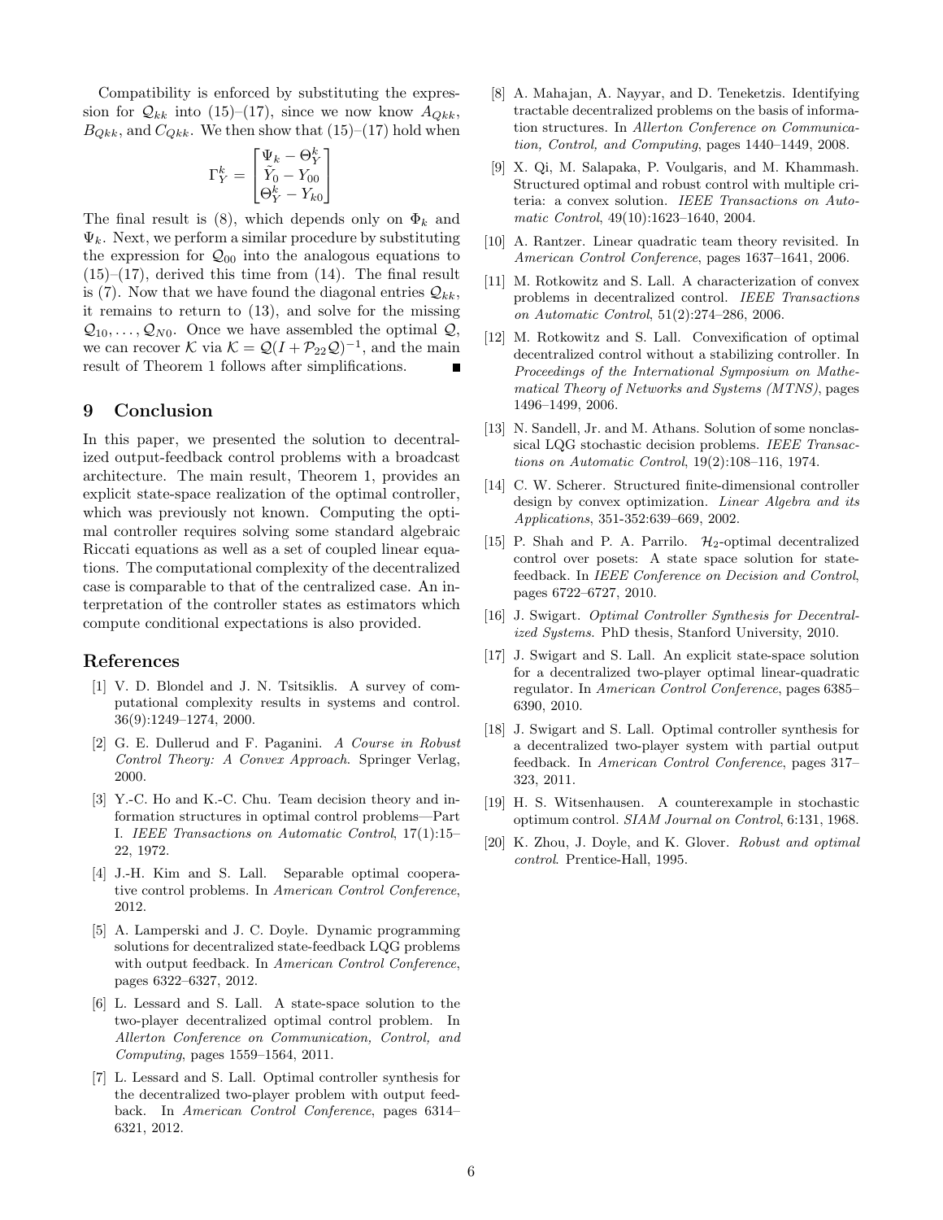Compatibility is enforced by substituting the expression for $\mathcal{Q}_{kk}$ into (15)–(17), since we now know $A_{Qkk}$, $B_{Qkk}$, and $C_{Qkk}$. We then show that (15)–(17) hold when

$$\Gamma_Y^k = \begin{bmatrix} \Psi_k - \Theta_Y^k \\ \tilde{Y}_0 - Y_{00} \\ \Theta_Y^k - Y_{k0} \end{bmatrix}$$

The final result is (8), which depends only on $\Phi_k$ and $\Psi_k$. Next, we perform a similar procedure by substituting the expression for $\mathcal{Q}_{00}$ into the analogous equations to (15)–(17), derived this time from (14). The final result is (7). Now that we have found the diagonal entries $\mathcal{Q}_{kk}$, it remains to return to (13), and solve for the missing $\mathcal{Q}_{10}, \ldots, \mathcal{Q}_{N0}$. Once we have assembled the optimal $\mathcal{Q}$, we can recover $\mathcal{K}$ via $\mathcal{K} = \mathcal{Q}(I + \mathcal{P}_{22}\mathcal{Q})^{-1}$, and the main result of Theorem 1 follows after simplifications. ∎

## 9 Conclusion

In this paper, we presented the solution to decentralized output-feedback control problems with a broadcast architecture. The main result, Theorem 1, provides an explicit state-space realization of the optimal controller, which was previously not known. Computing the optimal controller requires solving some standard algebraic Riccati equations as well as a set of coupled linear equations. The computational complexity of the decentralized case is comparable to that of the centralized case. An interpretation of the controller states as estimators which compute conditional expectations is also provided.

## References

[1] V. D. Blondel and J. N. Tsitsiklis. A survey of computational complexity results in systems and control. 36(9):1249–1274, 2000.

[2] G. E. Dullerud and F. Paganini. *A Course in Robust Control Theory: A Convex Approach*. Springer Verlag, 2000.

[3] Y.-C. Ho and K.-C. Chu. Team decision theory and information structures in optimal control problems—Part I. *IEEE Transactions on Automatic Control*, 17(1):15–22, 1972.

[4] J.-H. Kim and S. Lall. Separable optimal cooperative control problems. In *American Control Conference*, 2012.

[5] A. Lamperski and J. C. Doyle. Dynamic programming solutions for decentralized state-feedback LQG problems with output feedback. In *American Control Conference*, pages 6322–6327, 2012.

[6] L. Lessard and S. Lall. A state-space solution to the two-player decentralized optimal control problem. In *Allerton Conference on Communication, Control, and Computing*, pages 1559–1564, 2011.

[7] L. Lessard and S. Lall. Optimal controller synthesis for the decentralized two-player problem with output feedback. In *American Control Conference*, pages 6314–6321, 2012.

[8] A. Mahajan, A. Nayyar, and D. Teneketzis. Identifying tractable decentralized problems on the basis of information structures. In *Allerton Conference on Communication, Control, and Computing*, pages 1440–1449, 2008.

[9] X. Qi, M. Salapaka, P. Voulgaris, and M. Khammash. Structured optimal and robust control with multiple criteria: a convex solution. *IEEE Transactions on Automatic Control*, 49(10):1623–1640, 2004.

[10] A. Rantzer. Linear quadratic team theory revisited. In *American Control Conference*, pages 1637–1641, 2006.

[11] M. Rotkowitz and S. Lall. A characterization of convex problems in decentralized control. *IEEE Transactions on Automatic Control*, 51(2):274–286, 2006.

[12] M. Rotkowitz and S. Lall. Convexification of optimal decentralized control without a stabilizing controller. In *Proceedings of the International Symposium on Mathematical Theory of Networks and Systems (MTNS)*, pages 1496–1499, 2006.

[13] N. Sandell, Jr. and M. Athans. Solution of some nonclassical LQG stochastic decision problems. *IEEE Transactions on Automatic Control*, 19(2):108–116, 1974.

[14] C. W. Scherer. Structured finite-dimensional controller design by convex optimization. *Linear Algebra and its Applications*, 351-352:639–669, 2002.

[15] P. Shah and P. A. Parrilo. $\mathcal{H}_2$-optimal decentralized control over posets: A state space solution for state-feedback. In *IEEE Conference on Decision and Control*, pages 6722–6727, 2010.

[16] J. Swigart. *Optimal Controller Synthesis for Decentralized Systems*. PhD thesis, Stanford University, 2010.

[17] J. Swigart and S. Lall. An explicit state-space solution for a decentralized two-player optimal linear-quadratic regulator. In *American Control Conference*, pages 6385–6390, 2010.

[18] J. Swigart and S. Lall. Optimal controller synthesis for a decentralized two-player system with partial output feedback. In *American Control Conference*, pages 317–323, 2011.

[19] H. S. Witsenhausen. A counterexample in stochastic optimum control. *SIAM Journal on Control*, 6:131, 1968.

[20] K. Zhou, J. Doyle, and K. Glover. *Robust and optimal control*. Prentice-Hall, 1995.